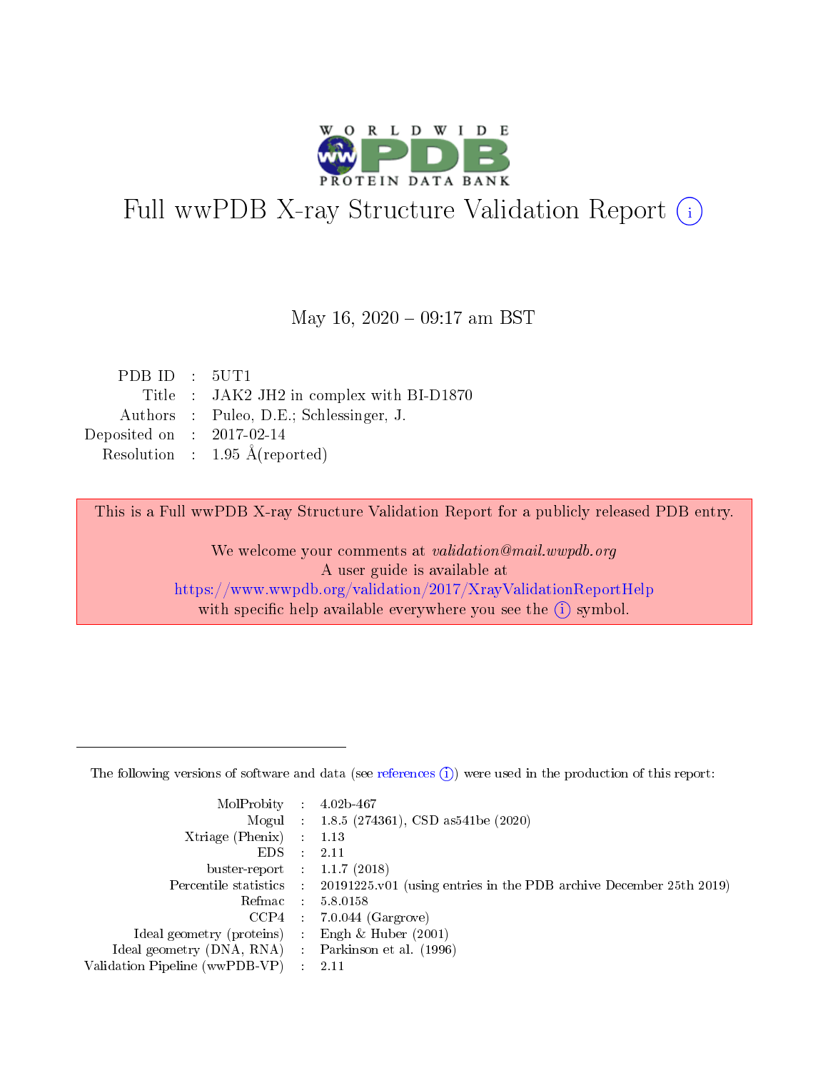# Full wwPDB X-ray Structure Validation Report (i)

May 16, 2020 – 09:17 am BST

| | | |
|---|---|---|
| PDB ID | : | 5UT1 |
| Title | : | JAK2 JH2 in complex with BI-D1870 |
| Authors | : | Puleo, D.E.; Schlessinger, J. |
| Deposited on | : | 2017-02-14 |
| Resolution | : | 1.95 Å(reported) |

This is a Full wwPDB X-ray Structure Validation Report for a publicly released PDB entry.

We welcome your comments at *validation@mail.wwpdb.org*
A user guide is available at
https://www.wwpdb.org/validation/2017/XrayValidationReportHelp
with specific help available everywhere you see the (i) symbol.

---

The following versions of software and data (see references (i)) were used in the production of this report:

| | | |
|---|---|---|
| MolProbity | : | 4.02b-467 |
| Mogul | : | 1.8.5 (274361), CSD as541be (2020) |
| Xtriage (Phenix) | : | 1.13 |
| EDS | : | 2.11 |
| buster-report | : | 1.1.7 (2018) |
| Percentile statistics | : | 20191225.v01 (using entries in the PDB archive December 25th 2019) |
| Refmac | : | 5.8.0158 |
| CCP4 | : | 7.0.044 (Gargrove) |
| Ideal geometry (proteins) | : | Engh & Huber (2001) |
| Ideal geometry (DNA, RNA) | : | Parkinson et al. (1996) |
| Validation Pipeline (wwPDB-VP) | : | 2.11 |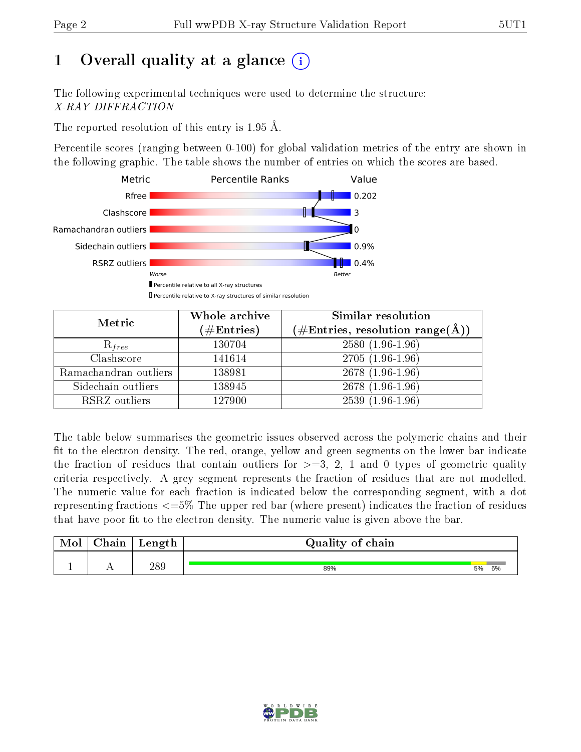# 1 Overall quality at a glance (i)

The following experimental techniques were used to determine the structure:
*X-RAY DIFFRACTION*

The reported resolution of this entry is 1.95 Å.

Percentile scores (ranging between 0-100) for global validation metrics of the entry are shown in the following graphic. The table shows the number of entries on which the scores are based.

| Metric | Value |
|---|---|
| Rfree | 0.202 |
| Clashscore | 3 |
| Ramachandran outliers | 0 |
| Sidechain outliers | 0.9% |
| RSRZ outliers | 0.4% |

Worse — Better

▮ Percentile relative to all X-ray structures
▯ Percentile relative to X-ray structures of similar resolution

| Metric | Whole archive (#Entries) | Similar resolution (#Entries, resolution range(Å)) |
|---|---|---|
| $R_{free}$ | 130704 | 2580 (1.96-1.96) |
| Clashscore | 141614 | 2705 (1.96-1.96) |
| Ramachandran outliers | 138981 | 2678 (1.96-1.96) |
| Sidechain outliers | 138945 | 2678 (1.96-1.96) |
| RSRZ outliers | 127900 | 2539 (1.96-1.96) |

The table below summarises the geometric issues observed across the polymeric chains and their fit to the electron density. The red, orange, yellow and green segments on the lower bar indicate the fraction of residues that contain outliers for >=3, 2, 1 and 0 types of geometric quality criteria respectively. A grey segment represents the fraction of residues that are not modelled. The numeric value for each fraction is indicated below the corresponding segment, with a dot representing fractions <=5% The upper red bar (where present) indicates the fraction of residues that have poor fit to the electron density. The numeric value is given above the bar.

| Mol | Chain | Length | Quality of chain |
|---|---|---|---|
| 1 | A | 289 | 89% · 5% · 6% |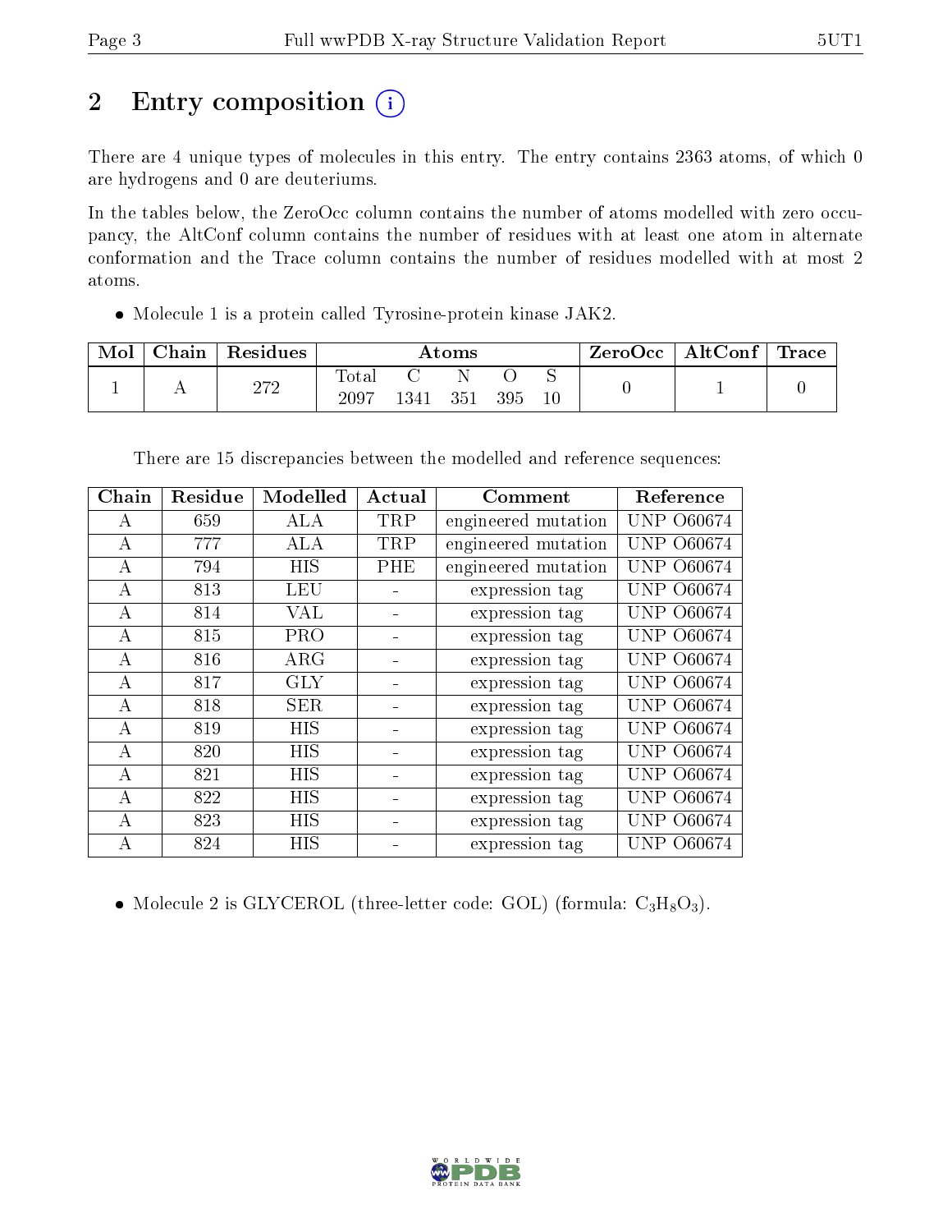## 2 Entry composition (i)

There are 4 unique types of molecules in this entry. The entry contains 2363 atoms, of which 0 are hydrogens and 0 are deuteriums.

In the tables below, the ZeroOcc column contains the number of atoms modelled with zero occupancy, the AltConf column contains the number of residues with at least one atom in alternate conformation and the Trace column contains the number of residues modelled with at most 2 atoms.

- Molecule 1 is a protein called Tyrosine-protein kinase JAK2.

| Mol | Chain | Residues | Atoms | | | | | ZeroOcc | AltConf | Trace |
|---|---|---|---|---|---|---|---|---|---|---|
| 1 | A | 272 | Total<br>2097 | C<br>1341 | N<br>351 | O<br>395 | S<br>10 | 0 | 1 | 0 |

There are 15 discrepancies between the modelled and reference sequences:

| Chain | Residue | Modelled | Actual | Comment | Reference |
|---|---|---|---|---|---|
| A | 659 | ALA | TRP | engineered mutation | UNP O60674 |
| A | 777 | ALA | TRP | engineered mutation | UNP O60674 |
| A | 794 | HIS | PHE | engineered mutation | UNP O60674 |
| A | 813 | LEU | - | expression tag | UNP O60674 |
| A | 814 | VAL | - | expression tag | UNP O60674 |
| A | 815 | PRO | - | expression tag | UNP O60674 |
| A | 816 | ARG | - | expression tag | UNP O60674 |
| A | 817 | GLY | - | expression tag | UNP O60674 |
| A | 818 | SER | - | expression tag | UNP O60674 |
| A | 819 | HIS | - | expression tag | UNP O60674 |
| A | 820 | HIS | - | expression tag | UNP O60674 |
| A | 821 | HIS | - | expression tag | UNP O60674 |
| A | 822 | HIS | - | expression tag | UNP O60674 |
| A | 823 | HIS | - | expression tag | UNP O60674 |
| A | 824 | HIS | - | expression tag | UNP O60674 |

- Molecule 2 is GLYCEROL (three-letter code: GOL) (formula: $C_3H_8O_3$).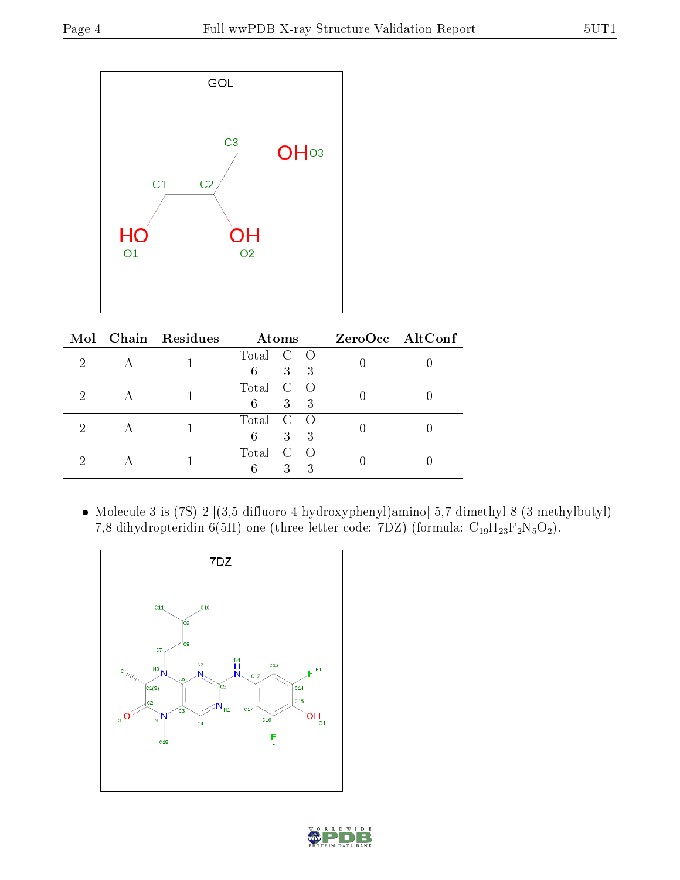GOL

| Mol | Chain | Residues | Atoms | | | ZeroOcc | AltConf |
|---|---|---|---|---|---|---|---|
| | | | Total | C | O | | |
| 2 | A | 1 | 6 | 3 | 3 | 0 | 0 |
| 2 | A | 1 | 6 | 3 | 3 | 0 | 0 |
| 2 | A | 1 | 6 | 3 | 3 | 0 | 0 |
| 2 | A | 1 | 6 | 3 | 3 | 0 | 0 |

- Molecule 3 is (7S)-2-[(3,5-difluoro-4-hydroxyphenyl)amino]-5,7-dimethyl-8-(3-methylbutyl)-7,8-dihydropteridin-6(5H)-one (three-letter code: 7DZ) (formula: $C_{19}H_{23}F_2N_5O_2$).

7DZ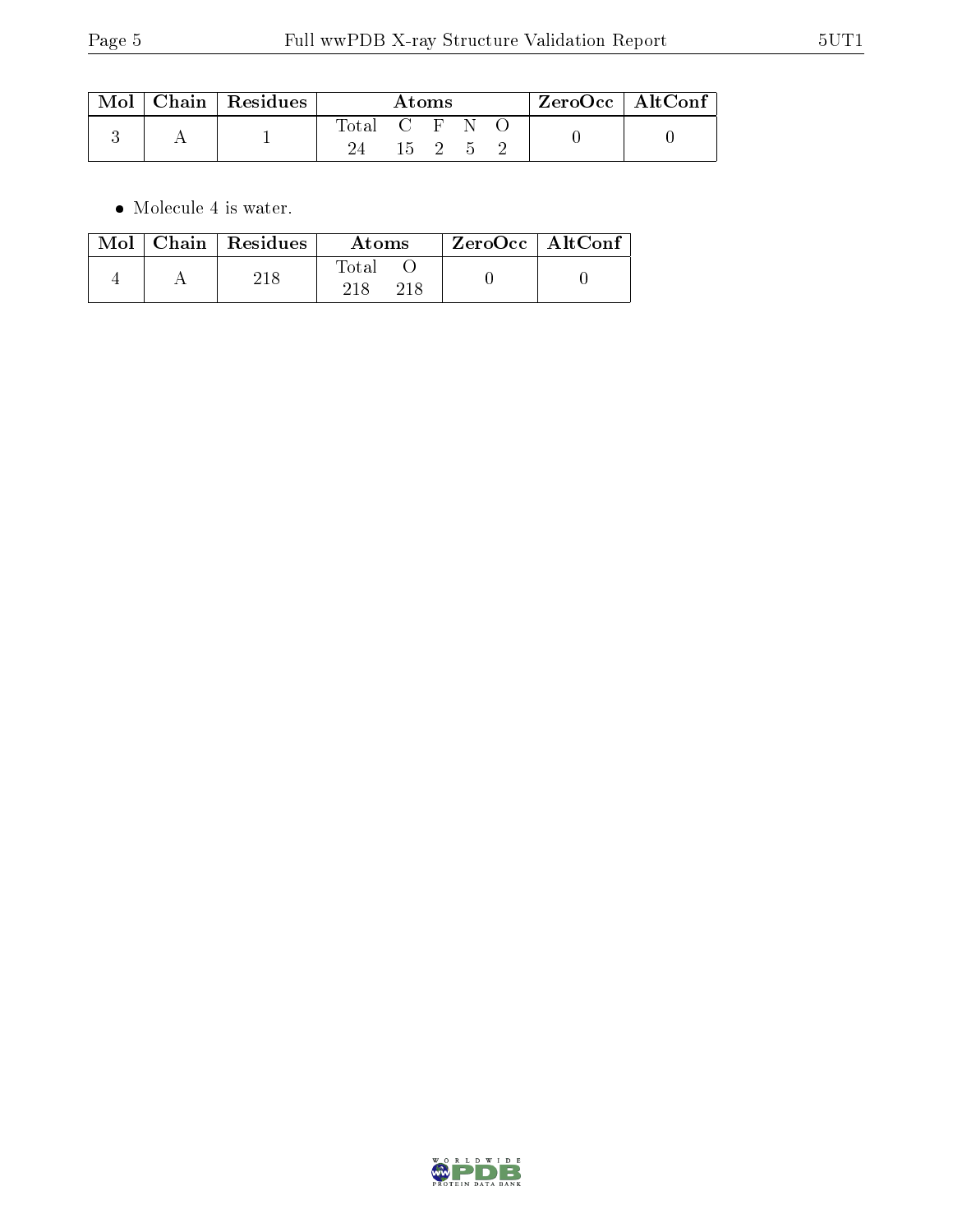| Mol | Chain | Residues | Atoms | | | | | ZeroOcc | AltConf |
|---|---|---|---|---|---|---|---|---|---|
| | | | Total | C | F | N | O | | |
| 3 | A | 1 | 24 | 15 | 2 | 5 | 2 | 0 | 0 |

- Molecule 4 is water.

| Mol | Chain | Residues | Atoms | | ZeroOcc | AltConf |
|---|---|---|---|---|---|---|
| | | | Total | O | | |
| 4 | A | 218 | 218 | 218 | 0 | 0 |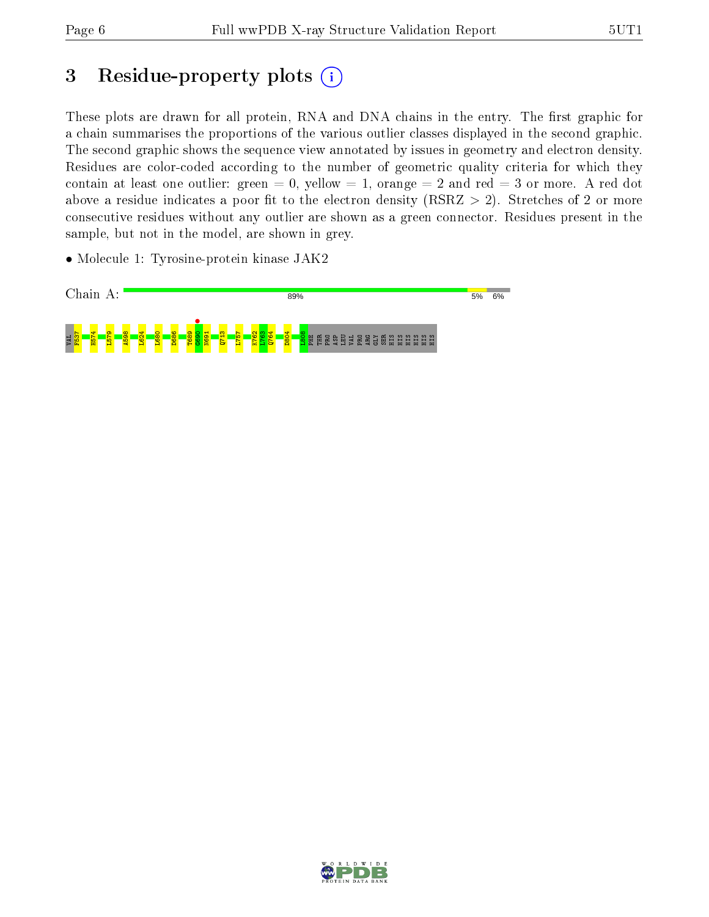# 3 Residue-property plots

These plots are drawn for all protein, RNA and DNA chains in the entry. The first graphic for a chain summarises the proportions of the various outlier classes displayed in the second graphic. The second graphic shows the sequence view annotated by issues in geometry and electron density. Residues are color-coded according to the number of geometric quality criteria for which they contain at least one outlier: green = 0, yellow = 1, orange = 2 and red = 3 or more. A red dot above a residue indicates a poor fit to the electron density (RSRZ > 2). Stretches of 2 or more consecutive residues without any outlier are shown as a green connector. Residues present in the sample, but not in the model, are shown in grey.

- Molecule 1: Tyrosine-protein kinase JAK2

Chain A: 89% 5% 6%

VAL F537 H574 L579 A598 L624 L680 D686 T689 G690 N691 Q713 L757 K762 L763 Q764 D804 L808 PHE THR PRO ASP LEU VAL PRO ARG GLY SER HIS HIS HIS HIS HIS HIS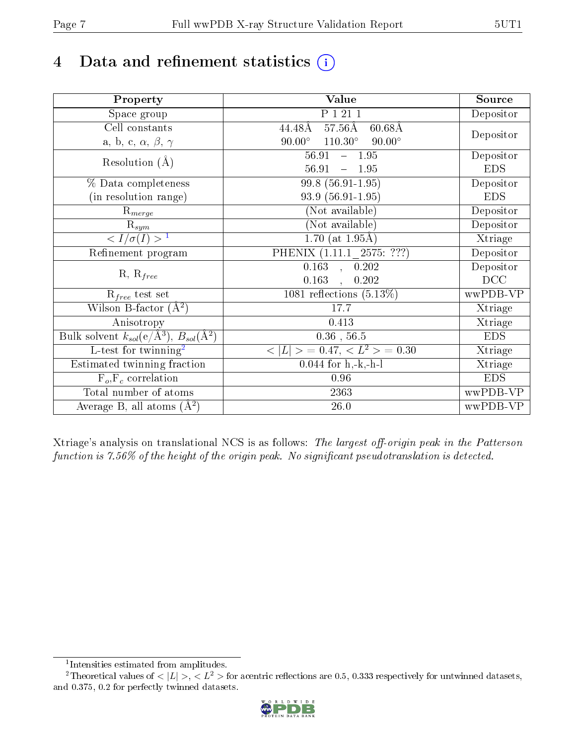# 4 Data and refinement statistics (i)

| Property | Value | Source |
|---|---|---|
| Space group | P 1 21 1 | Depositor |
| Cell constants<br>a, b, c, $\alpha$, $\beta$, $\gamma$ | 44.48Å 57.56Å 60.68Å<br>90.00° 110.30° 90.00° | Depositor |
| Resolution (Å) | 56.91 – 1.95<br>56.91 – 1.95 | Depositor<br>EDS |
| % Data completeness<br>(in resolution range) | 99.8 (56.91-1.95)<br>93.9 (56.91-1.95) | Depositor<br>EDS |
| $R_{merge}$ | (Not available) | Depositor |
| $R_{sym}$ | (Not available) | Depositor |
| $< I/\sigma(I) >$ [1] | 1.70 (at 1.95Å) | Xtriage |
| Refinement program | PHENIX (1.11.1_2575: ???) | Depositor |
| R, $R_{free}$ | 0.163 , 0.202<br>0.163 , 0.202 | Depositor<br>DCC |
| $R_{free}$ test set | 1081 reflections (5.13%) | wwPDB-VP |
| Wilson B-factor (Å$^2$) | 17.7 | Xtriage |
| Anisotropy | 0.413 | Xtriage |
| Bulk solvent $k_{sol}$(e/Å$^3$), $B_{sol}$(Å$^2$) | 0.36 , 56.5 | EDS |
| L-test for twinning[2] | $< \|L\| > = 0.47$, $< L^2 > = 0.30$ | Xtriage |
| Estimated twinning fraction | 0.044 for h,-k,-h-l | Xtriage |
| $F_o$,$F_c$ correlation | 0.96 | EDS |
| Total number of atoms | 2363 | wwPDB-VP |
| Average B, all atoms (Å$^2$) | 26.0 | wwPDB-VP |

Xtriage's analysis on translational NCS is as follows: *The largest off-origin peak in the Patterson function is 7.56% of the height of the origin peak. No significant pseudotranslation is detected.*

[1] Intensities estimated from amplitudes.

[2] Theoretical values of $< |L| >$, $< L^2 >$ for acentric reflections are 0.5, 0.333 respectively for untwinned datasets, and 0.375, 0.2 for perfectly twinned datasets.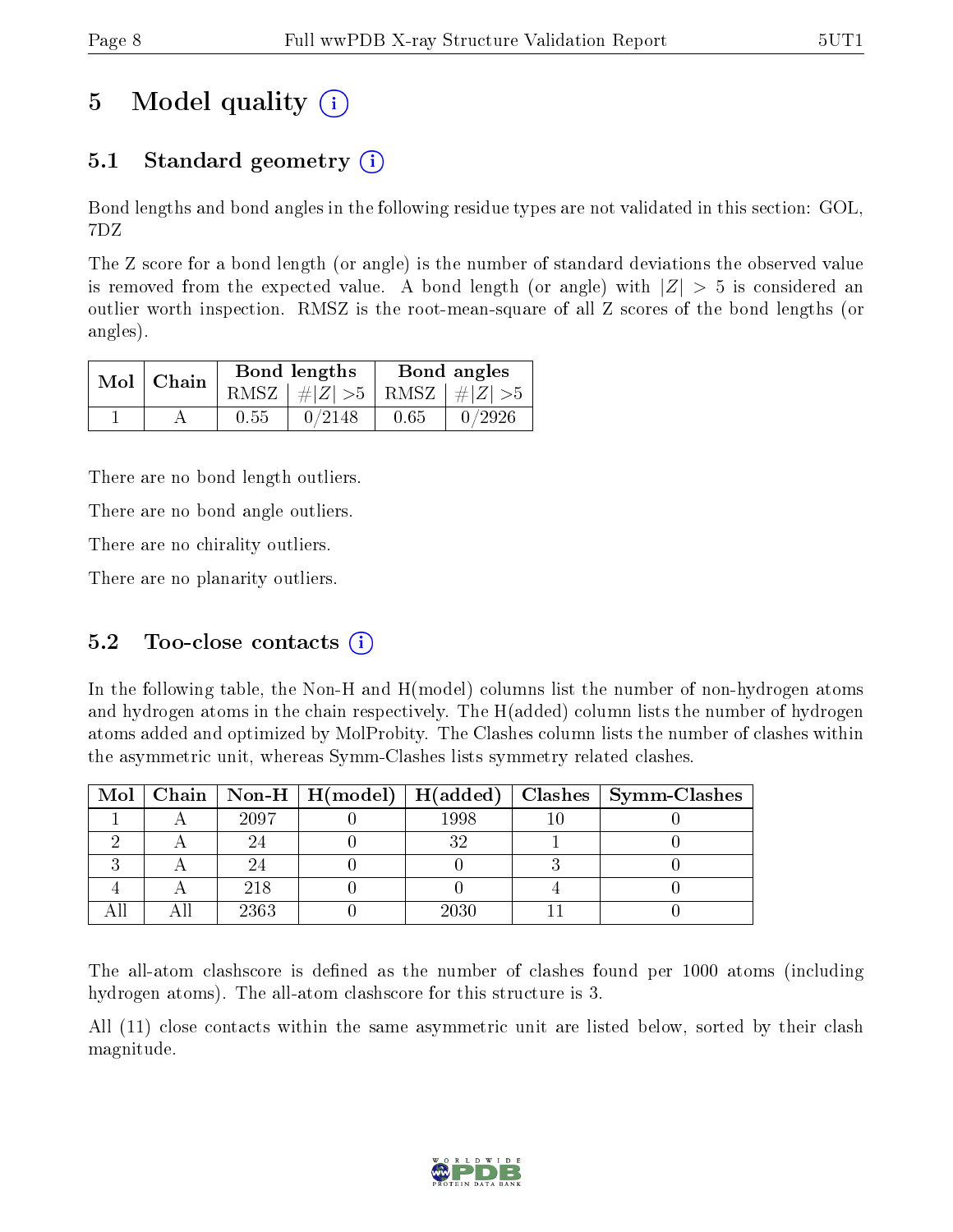# 5 Model quality

## 5.1 Standard geometry

Bond lengths and bond angles in the following residue types are not validated in this section: GOL, 7DZ

The Z score for a bond length (or angle) is the number of standard deviations the observed value is removed from the expected value. A bond length (or angle) with $|Z| > 5$ is considered an outlier worth inspection. RMSZ is the root-mean-square of all Z scores of the bond lengths (or angles).

| Mol | Chain | Bond lengths | | Bond angles | |
|---|---|---|---|---|---|
| | | RMSZ | $\#\|Z\| > 5$ | RMSZ | $\#\|Z\| > 5$ |
| 1 | A | 0.55 | 0/2148 | 0.65 | 0/2926 |

There are no bond length outliers.

There are no bond angle outliers.

There are no chirality outliers.

There are no planarity outliers.

## 5.2 Too-close contacts

In the following table, the Non-H and H(model) columns list the number of non-hydrogen atoms and hydrogen atoms in the chain respectively. The H(added) column lists the number of hydrogen atoms added and optimized by MolProbity. The Clashes column lists the number of clashes within the asymmetric unit, whereas Symm-Clashes lists symmetry related clashes.

| Mol | Chain | Non-H | H(model) | H(added) | Clashes | Symm-Clashes |
|---|---|---|---|---|---|---|
| 1 | A | 2097 | 0 | 1998 | 10 | 0 |
| 2 | A | 24 | 0 | 32 | 1 | 0 |
| 3 | A | 24 | 0 | 0 | 3 | 0 |
| 4 | A | 218 | 0 | 0 | 4 | 0 |
| All | All | 2363 | 0 | 2030 | 11 | 0 |

The all-atom clashscore is defined as the number of clashes found per 1000 atoms (including hydrogen atoms). The all-atom clashscore for this structure is 3.

All (11) close contacts within the same asymmetric unit are listed below, sorted by their clash magnitude.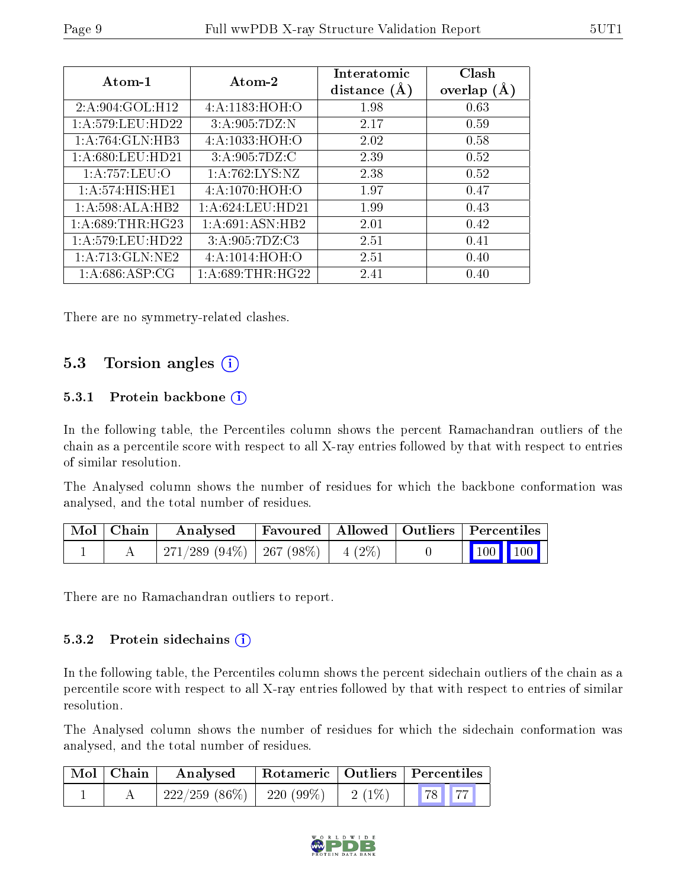| Atom-1 | Atom-2 | Interatomic distance (Å) | Clash overlap (Å) |
|---|---|---|---|
| 2:A:904:GOL:H12 | 4:A:1183:HOH:O | 1.98 | 0.63 |
| 1:A:579:LEU:HD22 | 3:A:905:7DZ:N | 2.17 | 0.59 |
| 1:A:764:GLN:HB3 | 4:A:1033:HOH:O | 2.02 | 0.58 |
| 1:A:680:LEU:HD21 | 3:A:905:7DZ:C | 2.39 | 0.52 |
| 1:A:757:LEU:O | 1:A:762:LYS:NZ | 2.38 | 0.52 |
| 1:A:574:HIS:HE1 | 4:A:1070:HOH:O | 1.97 | 0.47 |
| 1:A:598:ALA:HB2 | 1:A:624:LEU:HD21 | 1.99 | 0.43 |
| 1:A:689:THR:HG23 | 1:A:691:ASN:HB2 | 2.01 | 0.42 |
| 1:A:579:LEU:HD22 | 3:A:905:7DZ:C3 | 2.51 | 0.41 |
| 1:A:713:GLN:NE2 | 4:A:1014:HOH:O | 2.51 | 0.40 |
| 1:A:686:ASP:CG | 1:A:689:THR:HG22 | 2.41 | 0.40 |

There are no symmetry-related clashes.

## 5.3 Torsion angles

### 5.3.1 Protein backbone

In the following table, the Percentiles column shows the percent Ramachandran outliers of the chain as a percentile score with respect to all X-ray entries followed by that with respect to entries of similar resolution.

The Analysed column shows the number of residues for which the backbone conformation was analysed, and the total number of residues.

| Mol | Chain | Analysed | Favoured | Allowed | Outliers | Percentiles |
|---|---|---|---|---|---|---|
| 1 | A | 271/289 (94%) | 267 (98%) | 4 (2%) | 0 | 100 100 |

There are no Ramachandran outliers to report.

### 5.3.2 Protein sidechains

In the following table, the Percentiles column shows the percent sidechain outliers of the chain as a percentile score with respect to all X-ray entries followed by that with respect to entries of similar resolution.

The Analysed column shows the number of residues for which the sidechain conformation was analysed, and the total number of residues.

| Mol | Chain | Analysed | Rotameric | Outliers | Percentiles |
|---|---|---|---|---|---|
| 1 | A | 222/259 (86%) | 220 (99%) | 2 (1%) | 78 77 |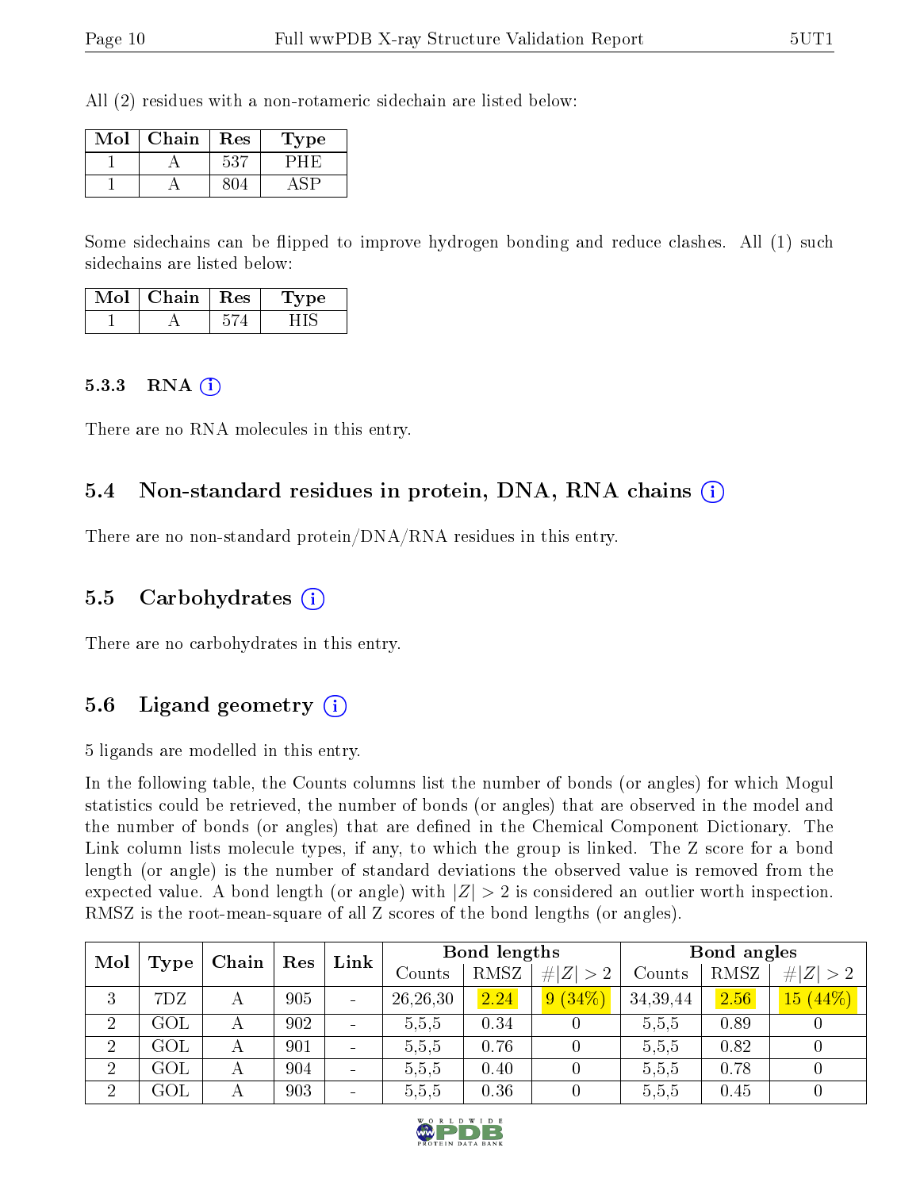All (2) residues with a non-rotameric sidechain are listed below:

| Mol | Chain | Res | Type |
|---|---|---|---|
| 1 | A | 537 | PHE |
| 1 | A | 804 | ASP |

Some sidechains can be flipped to improve hydrogen bonding and reduce clashes. All (1) such sidechains are listed below:

| Mol | Chain | Res | Type |
|---|---|---|---|
| 1 | A | 574 | HIS |

#### 5.3.3 RNA

There are no RNA molecules in this entry.

### 5.4 Non-standard residues in protein, DNA, RNA chains

There are no non-standard protein/DNA/RNA residues in this entry.

### 5.5 Carbohydrates

There are no carbohydrates in this entry.

### 5.6 Ligand geometry

5 ligands are modelled in this entry.

In the following table, the Counts columns list the number of bonds (or angles) for which Mogul statistics could be retrieved, the number of bonds (or angles) that are observed in the model and the number of bonds (or angles) that are defined in the Chemical Component Dictionary. The Link column lists molecule types, if any, to which the group is linked. The Z score for a bond length (or angle) is the number of standard deviations the observed value is removed from the expected value. A bond length (or angle) with $|Z| > 2$ is considered an outlier worth inspection. RMSZ is the root-mean-square of all Z scores of the bond lengths (or angles).

| Mol | Type | Chain | Res | Link | Bond lengths | | | Bond angles | | |
|---|---|---|---|---|---|---|---|---|---|---|
| | | | | | Counts | RMSZ | $\#\|Z\| > 2$ | Counts | RMSZ | $\#\|Z\| > 2$ |
| 3 | 7DZ | A | 905 | - | 26,26,30 | 2.24 | 9 (34%) | 34,39,44 | 2.56 | 15 (44%) |
| 2 | GOL | A | 902 | - | 5,5,5 | 0.34 | 0 | 5,5,5 | 0.89 | 0 |
| 2 | GOL | A | 901 | - | 5,5,5 | 0.76 | 0 | 5,5,5 | 0.82 | 0 |
| 2 | GOL | A | 904 | - | 5,5,5 | 0.40 | 0 | 5,5,5 | 0.78 | 0 |
| 2 | GOL | A | 903 | - | 5,5,5 | 0.36 | 0 | 5,5,5 | 0.45 | 0 |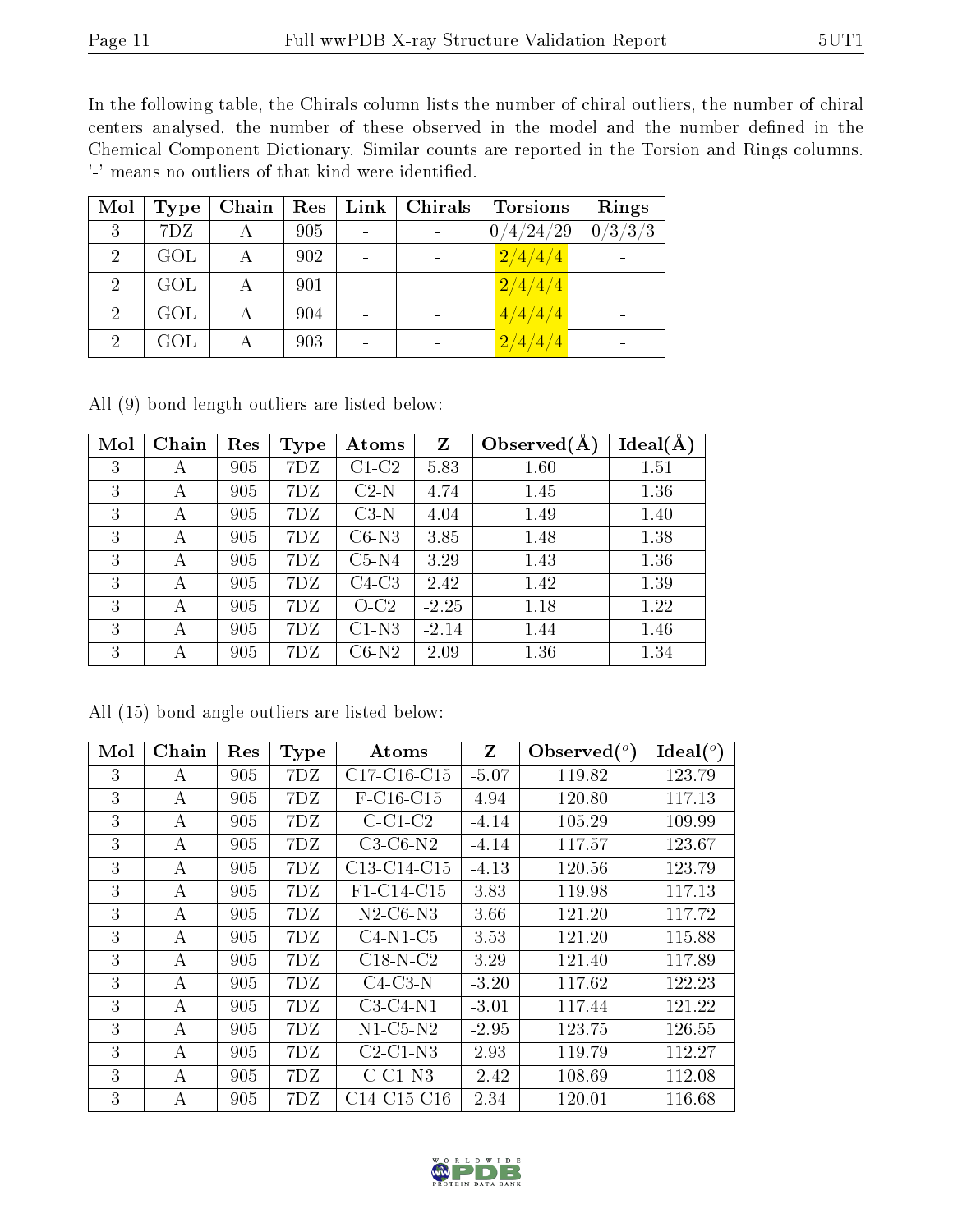In the following table, the Chirals column lists the number of chiral outliers, the number of chiral centers analysed, the number of these observed in the model and the number defined in the Chemical Component Dictionary. Similar counts are reported in the Torsion and Rings columns. '-' means no outliers of that kind were identified.

| Mol | Type | Chain | Res | Link | Chirals | Torsions | Rings |
|---|---|---|---|---|---|---|---|
| 3 | 7DZ | A | 905 | - | - | 0/4/24/29 | 0/3/3/3 |
| 2 | GOL | A | 902 | - | - | 2/4/4/4 | - |
| 2 | GOL | A | 901 | - | - | 2/4/4/4 | - |
| 2 | GOL | A | 904 | - | - | 4/4/4/4 | - |
| 2 | GOL | A | 903 | - | - | 2/4/4/4 | - |

All (9) bond length outliers are listed below:

| Mol | Chain | Res | Type | Atoms | Z | Observed(Å) | Ideal(Å) |
|---|---|---|---|---|---|---|---|
| 3 | A | 905 | 7DZ | C1-C2 | 5.83 | 1.60 | 1.51 |
| 3 | A | 905 | 7DZ | C2-N | 4.74 | 1.45 | 1.36 |
| 3 | A | 905 | 7DZ | C3-N | 4.04 | 1.49 | 1.40 |
| 3 | A | 905 | 7DZ | C6-N3 | 3.85 | 1.48 | 1.38 |
| 3 | A | 905 | 7DZ | C5-N4 | 3.29 | 1.43 | 1.36 |
| 3 | A | 905 | 7DZ | C4-C3 | 2.42 | 1.42 | 1.39 |
| 3 | A | 905 | 7DZ | O-C2 | -2.25 | 1.18 | 1.22 |
| 3 | A | 905 | 7DZ | C1-N3 | -2.14 | 1.44 | 1.46 |
| 3 | A | 905 | 7DZ | C6-N2 | 2.09 | 1.36 | 1.34 |

All (15) bond angle outliers are listed below:

| Mol | Chain | Res | Type | Atoms | Z | Observed(°) | Ideal(°) |
|---|---|---|---|---|---|---|---|
| 3 | A | 905 | 7DZ | C17-C16-C15 | -5.07 | 119.82 | 123.79 |
| 3 | A | 905 | 7DZ | F-C16-C15 | 4.94 | 120.80 | 117.13 |
| 3 | A | 905 | 7DZ | C-C1-C2 | -4.14 | 105.29 | 109.99 |
| 3 | A | 905 | 7DZ | C3-C6-N2 | -4.14 | 117.57 | 123.67 |
| 3 | A | 905 | 7DZ | C13-C14-C15 | -4.13 | 120.56 | 123.79 |
| 3 | A | 905 | 7DZ | F1-C14-C15 | 3.83 | 119.98 | 117.13 |
| 3 | A | 905 | 7DZ | N2-C6-N3 | 3.66 | 121.20 | 117.72 |
| 3 | A | 905 | 7DZ | C4-N1-C5 | 3.53 | 121.20 | 115.88 |
| 3 | A | 905 | 7DZ | C18-N-C2 | 3.29 | 121.40 | 117.89 |
| 3 | A | 905 | 7DZ | C4-C3-N | -3.20 | 117.62 | 122.23 |
| 3 | A | 905 | 7DZ | C3-C4-N1 | -3.01 | 117.44 | 121.22 |
| 3 | A | 905 | 7DZ | N1-C5-N2 | -2.95 | 123.75 | 126.55 |
| 3 | A | 905 | 7DZ | C2-C1-N3 | 2.93 | 119.79 | 112.27 |
| 3 | A | 905 | 7DZ | C-C1-N3 | -2.42 | 108.69 | 112.08 |
| 3 | A | 905 | 7DZ | C14-C15-C16 | 2.34 | 120.01 | 116.68 |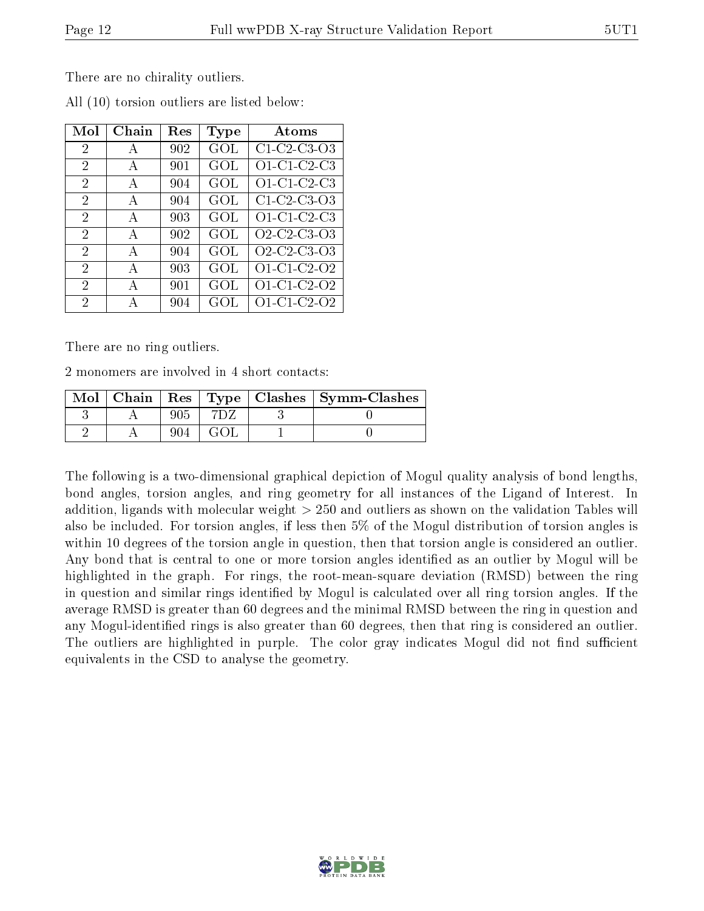There are no chirality outliers.

All (10) torsion outliers are listed below:

| Mol | Chain | Res | Type | Atoms |
|---|---|---|---|---|
| 2 | A | 902 | GOL | C1-C2-C3-O3 |
| 2 | A | 901 | GOL | O1-C1-C2-C3 |
| 2 | A | 904 | GOL | O1-C1-C2-C3 |
| 2 | A | 904 | GOL | C1-C2-C3-O3 |
| 2 | A | 903 | GOL | O1-C1-C2-C3 |
| 2 | A | 902 | GOL | O2-C2-C3-O3 |
| 2 | A | 904 | GOL | O2-C2-C3-O3 |
| 2 | A | 903 | GOL | O1-C1-C2-O2 |
| 2 | A | 901 | GOL | O1-C1-C2-O2 |
| 2 | A | 904 | GOL | O1-C1-C2-O2 |

There are no ring outliers.

2 monomers are involved in 4 short contacts:

| Mol | Chain | Res | Type | Clashes | Symm-Clashes |
|---|---|---|---|---|---|
| 3 | A | 905 | 7DZ | 3 | 0 |
| 2 | A | 904 | GOL | 1 | 0 |

The following is a two-dimensional graphical depiction of Mogul quality analysis of bond lengths, bond angles, torsion angles, and ring geometry for all instances of the Ligand of Interest. In addition, ligands with molecular weight > 250 and outliers as shown on the validation Tables will also be included. For torsion angles, if less then 5% of the Mogul distribution of torsion angles is within 10 degrees of the torsion angle in question, then that torsion angle is considered an outlier. Any bond that is central to one or more torsion angles identified as an outlier by Mogul will be highlighted in the graph. For rings, the root-mean-square deviation (RMSD) between the ring in question and similar rings identified by Mogul is calculated over all ring torsion angles. If the average RMSD is greater than 60 degrees and the minimal RMSD between the ring in question and any Mogul-identified rings is also greater than 60 degrees, then that ring is considered an outlier. The outliers are highlighted in purple. The color gray indicates Mogul did not find sufficient equivalents in the CSD to analyse the geometry.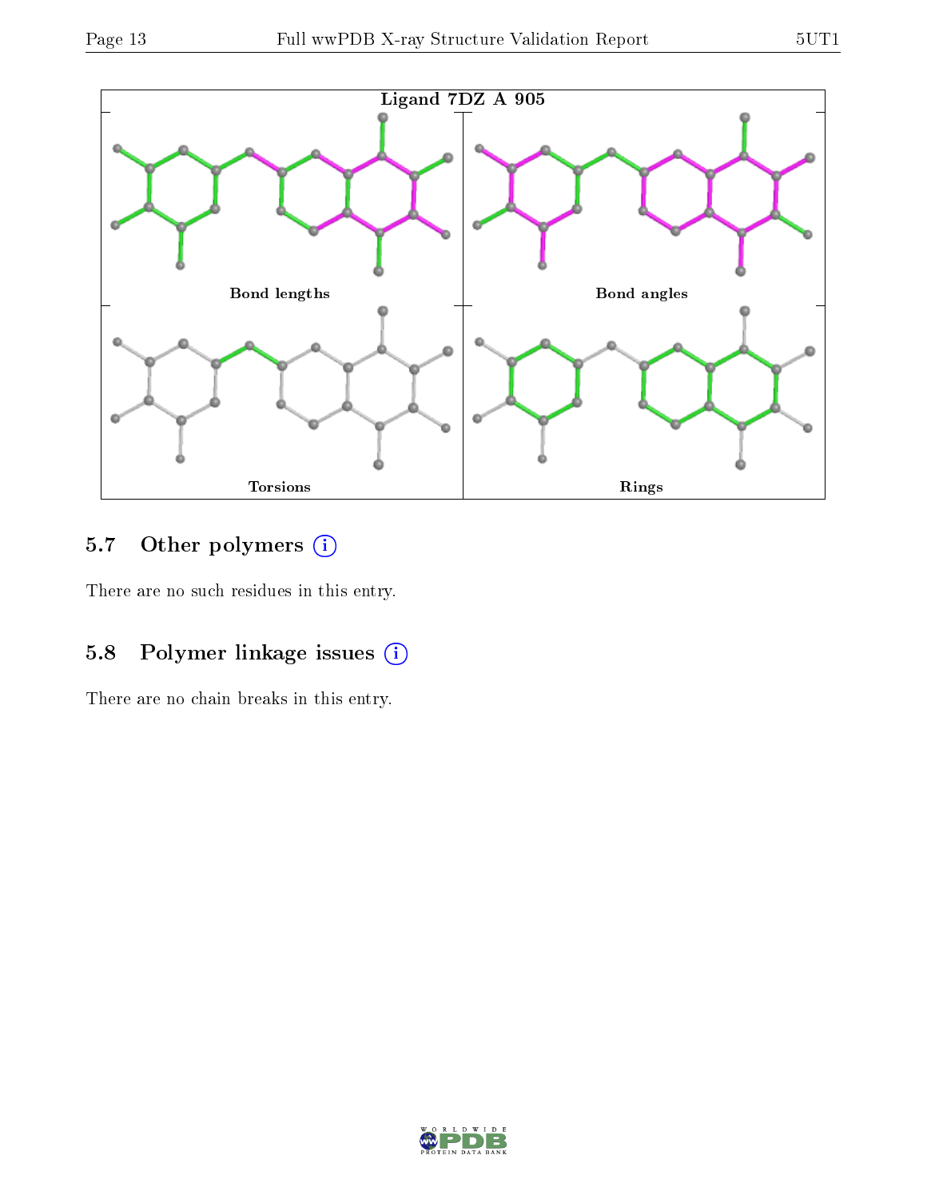Ligand 7DZ A 905

Bond lengths

Bond angles

Torsions

Rings

### 5.7 Other polymers (i)

There are no such residues in this entry.

### 5.8 Polymer linkage issues (i)

There are no chain breaks in this entry.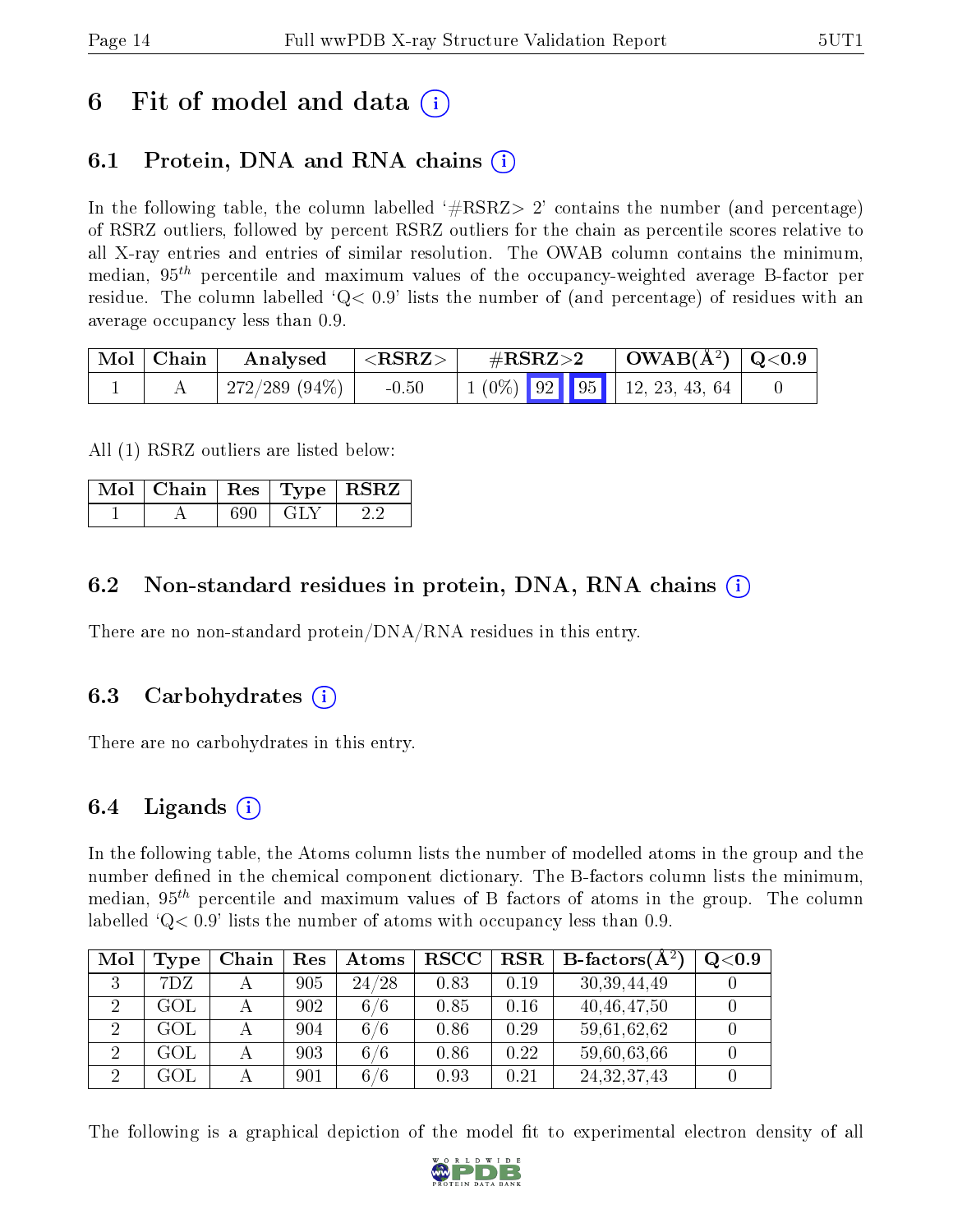# 6 Fit of model and data (i)

## 6.1 Protein, DNA and RNA chains (i)

In the following table, the column labelled '#RSRZ> 2' contains the number (and percentage) of RSRZ outliers, followed by percent RSRZ outliers for the chain as percentile scores relative to all X-ray entries and entries of similar resolution. The OWAB column contains the minimum, median, $95^{th}$ percentile and maximum values of the occupancy-weighted average B-factor per residue. The column labelled 'Q< 0.9' lists the number of (and percentage) of residues with an average occupancy less than 0.9.

| Mol | Chain | Analysed | <RSRZ> | #RSRZ>2 | | | OWAB(Å$^2$) | Q<0.9 |
|---|---|---|---|---|---|---|---|---|
| 1 | A | 272/289 (94%) | -0.50 | 1 (0%) | 92 | 95 | 12, 23, 43, 64 | 0 |

All (1) RSRZ outliers are listed below:

| Mol | Chain | Res | Type | RSRZ |
|---|---|---|---|---|
| 1 | A | 690 | GLY | 2.2 |

## 6.2 Non-standard residues in protein, DNA, RNA chains (i)

There are no non-standard protein/DNA/RNA residues in this entry.

## 6.3 Carbohydrates (i)

There are no carbohydrates in this entry.

## 6.4 Ligands (i)

In the following table, the Atoms column lists the number of modelled atoms in the group and the number defined in the chemical component dictionary. The B-factors column lists the minimum, median, $95^{th}$ percentile and maximum values of B factors of atoms in the group. The column labelled 'Q< 0.9' lists the number of atoms with occupancy less than 0.9.

| Mol | Type | Chain | Res | Atoms | RSCC | RSR | B-factors(Å$^2$) | Q<0.9 |
|---|---|---|---|---|---|---|---|---|
| 3 | 7DZ | A | 905 | 24/28 | 0.83 | 0.19 | 30,39,44,49 | 0 |
| 2 | GOL | A | 902 | 6/6 | 0.85 | 0.16 | 40,46,47,50 | 0 |
| 2 | GOL | A | 904 | 6/6 | 0.86 | 0.29 | 59,61,62,62 | 0 |
| 2 | GOL | A | 903 | 6/6 | 0.86 | 0.22 | 59,60,63,66 | 0 |
| 2 | GOL | A | 901 | 6/6 | 0.93 | 0.21 | 24,32,37,43 | 0 |

The following is a graphical depiction of the model fit to experimental electron density of all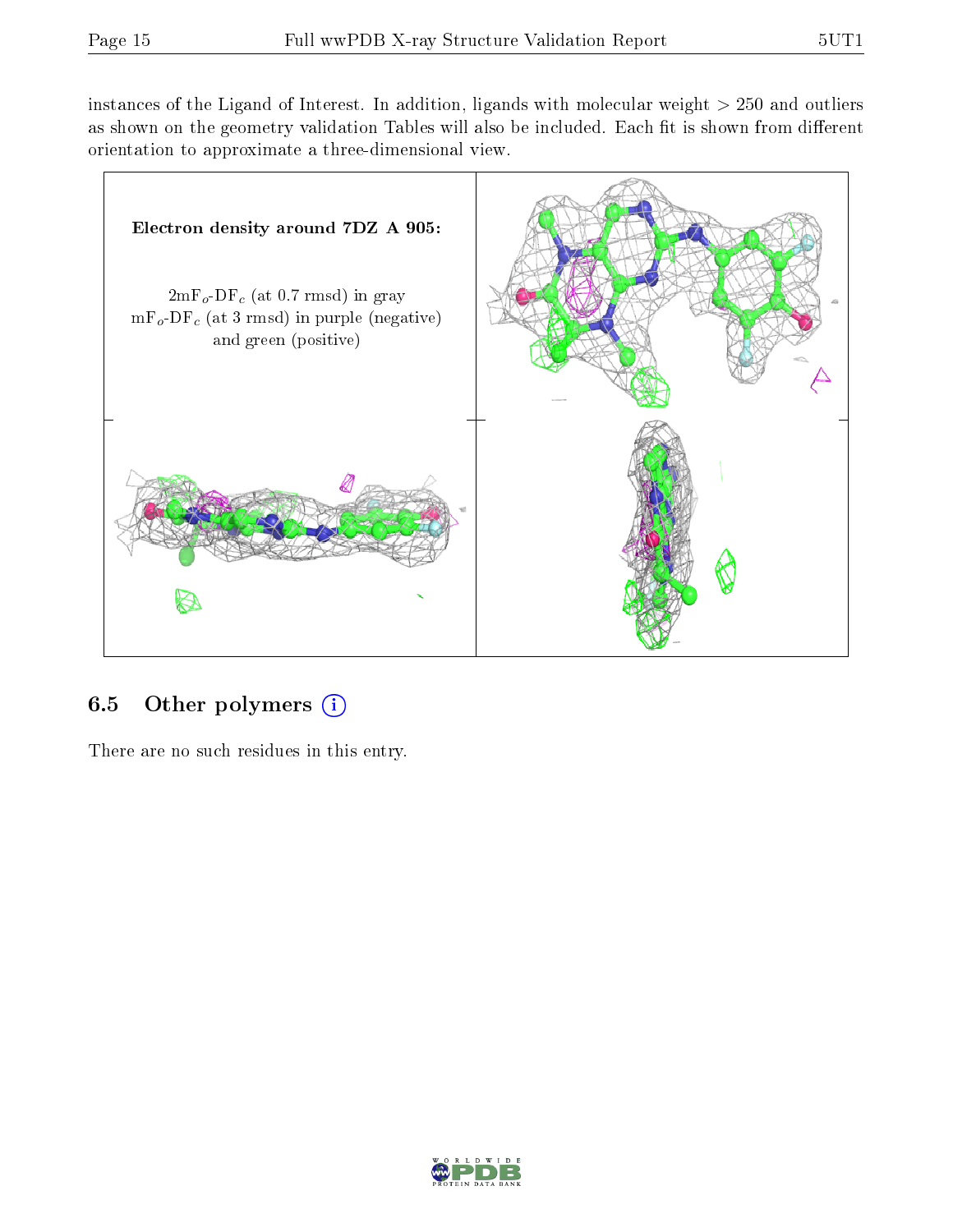instances of the Ligand of Interest. In addition, ligands with molecular weight > 250 and outliers as shown on the geometry validation Tables will also be included. Each fit is shown from different orientation to approximate a three-dimensional view.

**Electron density around 7DZ A 905:**

$2mF_o$-$DF_c$ (at 0.7 rmsd) in gray
$mF_o$-$DF_c$ (at 3 rmsd) in purple (negative) and green (positive)

## 6.5 Other polymers

There are no such residues in this entry.